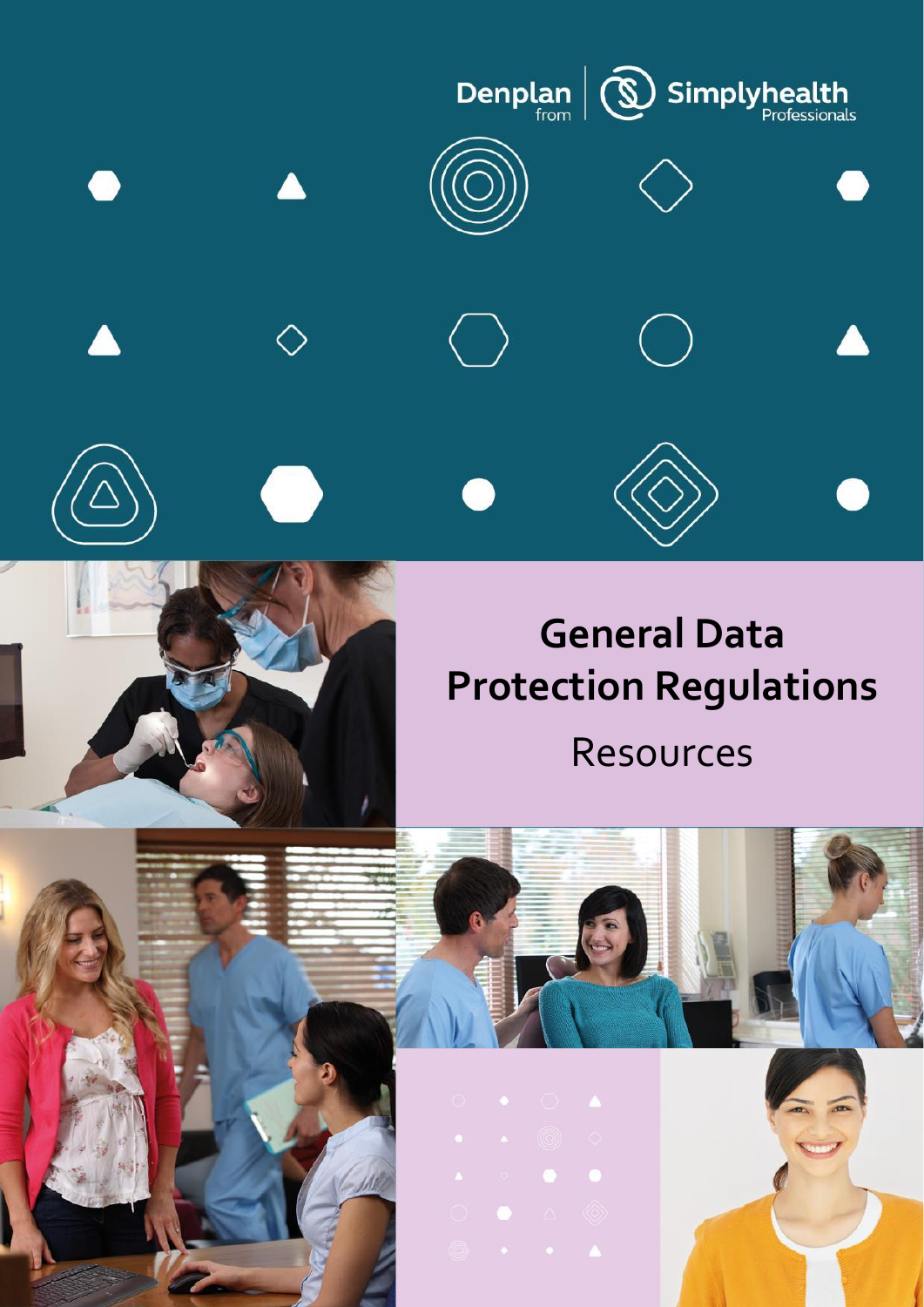Denplan from Simplyhealth Professionals

# General Data Protection Regulations

Resources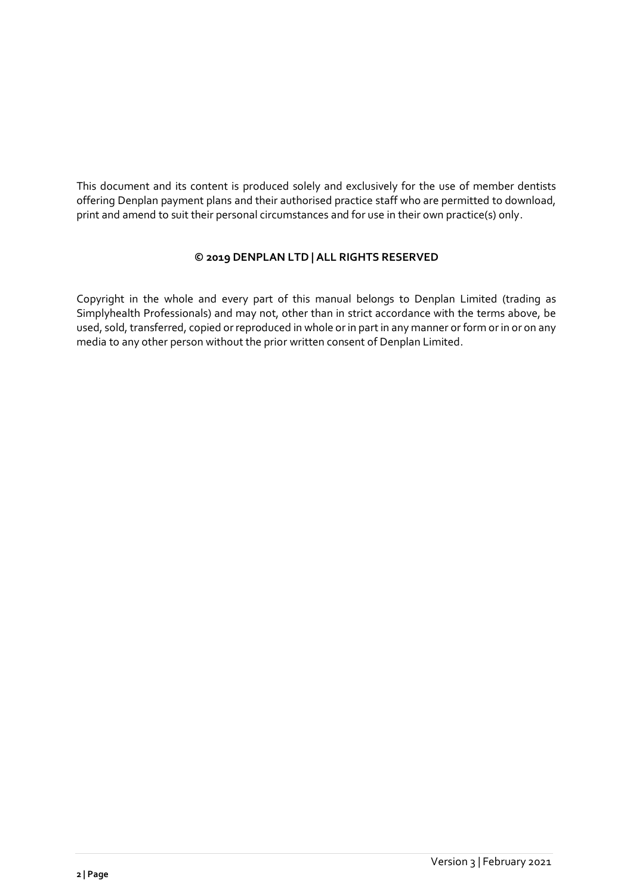This document and its content is produced solely and exclusively for the use of member dentists offering Denplan payment plans and their authorised practice staff who are permitted to download, print and amend to suit their personal circumstances and for use in their own practice(s) only.

**© 2019 DENPLAN LTD | ALL RIGHTS RESERVED**

Copyright in the whole and every part of this manual belongs to Denplan Limited (trading as Simplyhealth Professionals) and may not, other than in strict accordance with the terms above, be used, sold, transferred, copied or reproduced in whole or in part in any manner or form or in or on any media to any other person without the prior written consent of Denplan Limited.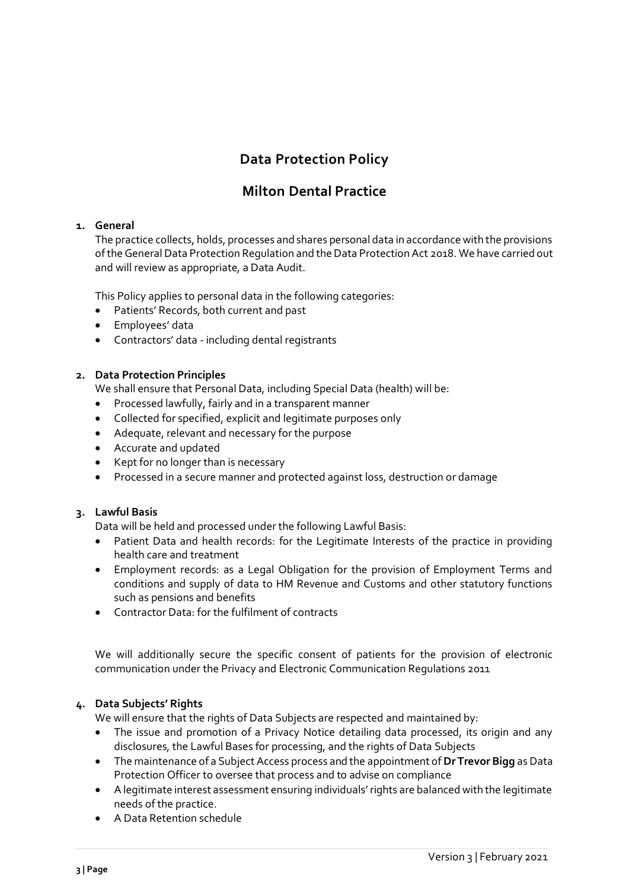# Data Protection Policy

# Milton Dental Practice

**1. General**

The practice collects, holds, processes and shares personal data in accordance with the provisions of the General Data Protection Regulation and the Data Protection Act 2018. We have carried out and will review as appropriate, a Data Audit.

This Policy applies to personal data in the following categories:

- Patients' Records, both current and past
- Employees' data
- Contractors' data - including dental registrants

**2. Data Protection Principles**

We shall ensure that Personal Data, including Special Data (health) will be:

- Processed lawfully, fairly and in a transparent manner
- Collected for specified, explicit and legitimate purposes only
- Adequate, relevant and necessary for the purpose
- Accurate and updated
- Kept for no longer than is necessary
- Processed in a secure manner and protected against loss, destruction or damage

**3. Lawful Basis**

Data will be held and processed under the following Lawful Basis:

- Patient Data and health records: for the Legitimate Interests of the practice in providing health care and treatment
- Employment records: as a Legal Obligation for the provision of Employment Terms and conditions and supply of data to HM Revenue and Customs and other statutory functions such as pensions and benefits
- Contractor Data: for the fulfilment of contracts

We will additionally secure the specific consent of patients for the provision of electronic communication under the Privacy and Electronic Communication Regulations 2011

**4. Data Subjects' Rights**

We will ensure that the rights of Data Subjects are respected and maintained by:

- The issue and promotion of a Privacy Notice detailing data processed, its origin and any disclosures, the Lawful Bases for processing, and the rights of Data Subjects
- The maintenance of a Subject Access process and the appointment of **Dr Trevor Bigg** as Data Protection Officer to oversee that process and to advise on compliance
- A legitimate interest assessment ensuring individuals' rights are balanced with the legitimate needs of the practice.
- A Data Retention schedule

Version 3 | February 2021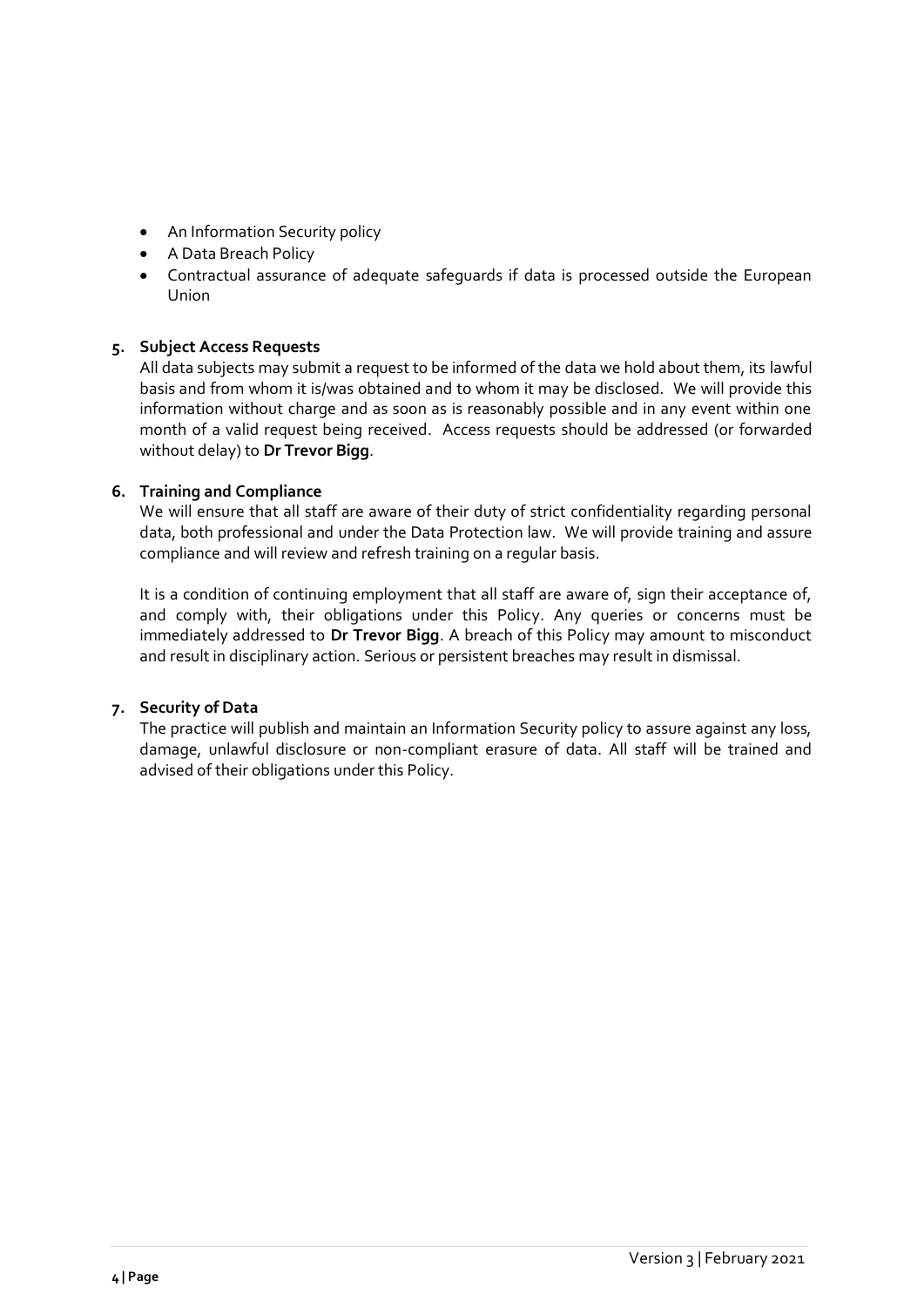- An Information Security policy
- A Data Breach Policy
- Contractual assurance of adequate safeguards if data is processed outside the European Union

**5. Subject Access Requests**

All data subjects may submit a request to be informed of the data we hold about them, its lawful basis and from whom it is/was obtained and to whom it may be disclosed. We will provide this information without charge and as soon as is reasonably possible and in any event within one month of a valid request being received. Access requests should be addressed (or forwarded without delay) to **Dr Trevor Bigg**.

**6. Training and Compliance**

We will ensure that all staff are aware of their duty of strict confidentiality regarding personal data, both professional and under the Data Protection law. We will provide training and assure compliance and will review and refresh training on a regular basis.

It is a condition of continuing employment that all staff are aware of, sign their acceptance of, and comply with, their obligations under this Policy. Any queries or concerns must be immediately addressed to **Dr Trevor Bigg**. A breach of this Policy may amount to misconduct and result in disciplinary action. Serious or persistent breaches may result in dismissal.

**7. Security of Data**

The practice will publish and maintain an Information Security policy to assure against any loss, damage, unlawful disclosure or non-compliant erasure of data. All staff will be trained and advised of their obligations under this Policy.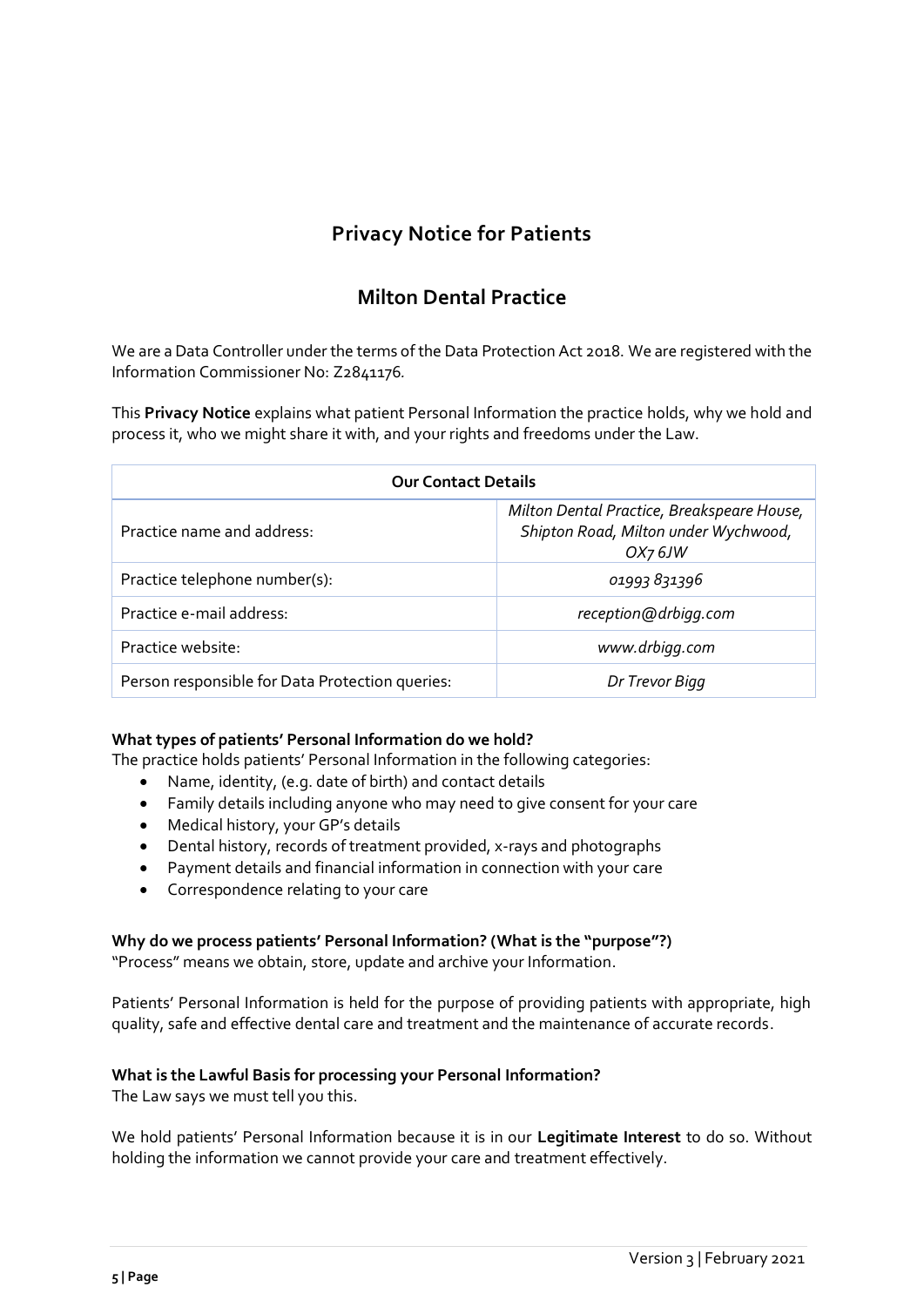# Privacy Notice for Patients

## Milton Dental Practice

We are a Data Controller under the terms of the Data Protection Act 2018. We are registered with the Information Commissioner No: Z2841176.

This **Privacy Notice** explains what patient Personal Information the practice holds, why we hold and process it, who we might share it with, and your rights and freedoms under the Law.

| Our Contact Details | |
|---|---|
| Practice name and address: | *Milton Dental Practice, Breakspeare House, Shipton Road, Milton under Wychwood, OX7 6JW* |
| Practice telephone number(s): | *01993 831396* |
| Practice e-mail address: | *reception@drbigg.com* |
| Practice website: | *www.drbigg.com* |
| Person responsible for Data Protection queries: | *Dr Trevor Bigg* |

**What types of patients' Personal Information do we hold?**

The practice holds patients' Personal Information in the following categories:

- Name, identity, (e.g. date of birth) and contact details
- Family details including anyone who may need to give consent for your care
- Medical history, your GP's details
- Dental history, records of treatment provided, x-rays and photographs
- Payment details and financial information in connection with your care
- Correspondence relating to your care

**Why do we process patients' Personal Information? (What is the "purpose"?)**

"Process" means we obtain, store, update and archive your Information.

Patients' Personal Information is held for the purpose of providing patients with appropriate, high quality, safe and effective dental care and treatment and the maintenance of accurate records.

**What is the Lawful Basis for processing your Personal Information?**

The Law says we must tell you this.

We hold patients' Personal Information because it is in our **Legitimate Interest** to do so. Without holding the information we cannot provide your care and treatment effectively.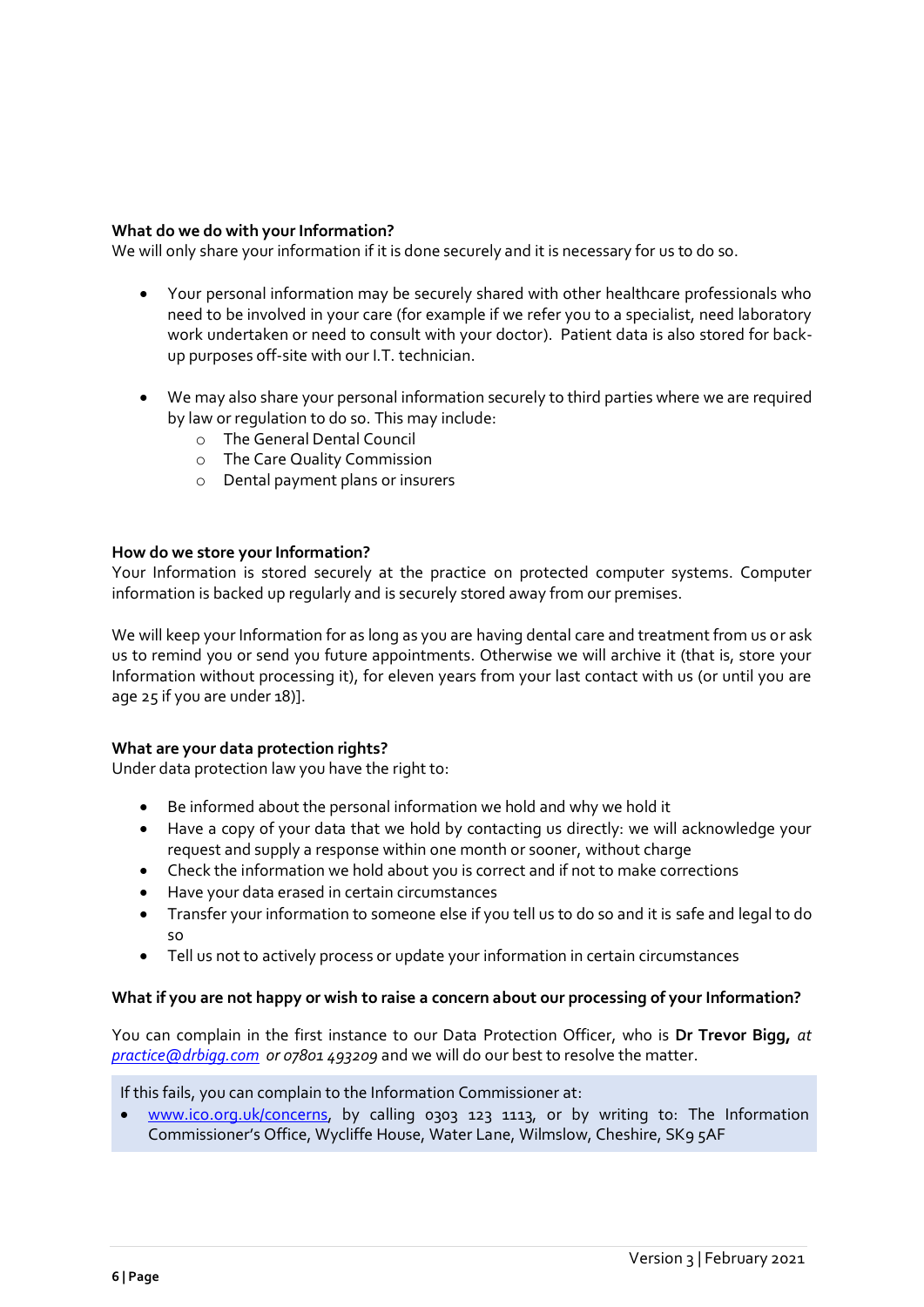**What do we do with your Information?**

We will only share your information if it is done securely and it is necessary for us to do so.

- Your personal information may be securely shared with other healthcare professionals who need to be involved in your care (for example if we refer you to a specialist, need laboratory work undertaken or need to consult with your doctor). Patient data is also stored for back-up purposes off-site with our I.T. technician.

- We may also share your personal information securely to third parties where we are required by law or regulation to do so. This may include:
  - The General Dental Council
  - The Care Quality Commission
  - Dental payment plans or insurers

**How do we store your Information?**

Your Information is stored securely at the practice on protected computer systems. Computer information is backed up regularly and is securely stored away from our premises.

We will keep your Information for as long as you are having dental care and treatment from us or ask us to remind you or send you future appointments. Otherwise we will archive it (that is, store your Information without processing it), for eleven years from your last contact with us (or until you are age 25 if you are under 18)].

**What are your data protection rights?**

Under data protection law you have the right to:

- Be informed about the personal information we hold and why we hold it
- Have a copy of your data that we hold by contacting us directly: we will acknowledge your request and supply a response within one month or sooner, without charge
- Check the information we hold about you is correct and if not to make corrections
- Have your data erased in certain circumstances
- Transfer your information to someone else if you tell us to do so and it is safe and legal to do so
- Tell us not to actively process or update your information in certain circumstances

**What if you are not happy or wish to raise a concern about our processing of your Information?**

You can complain in the first instance to our Data Protection Officer, who is **Dr Trevor Bigg,** *at [practice@drbigg.com](mailto:practice@drbigg.com) or 07801 493209* and we will do our best to resolve the matter.

If this fails, you can complain to the Information Commissioner at:

- [www.ico.org.uk/concerns](http://www.ico.org.uk/concerns), by calling 0303 123 1113, or by writing to: The Information Commissioner's Office, Wycliffe House, Water Lane, Wilmslow, Cheshire, SK9 5AF

Version 3 | February 2021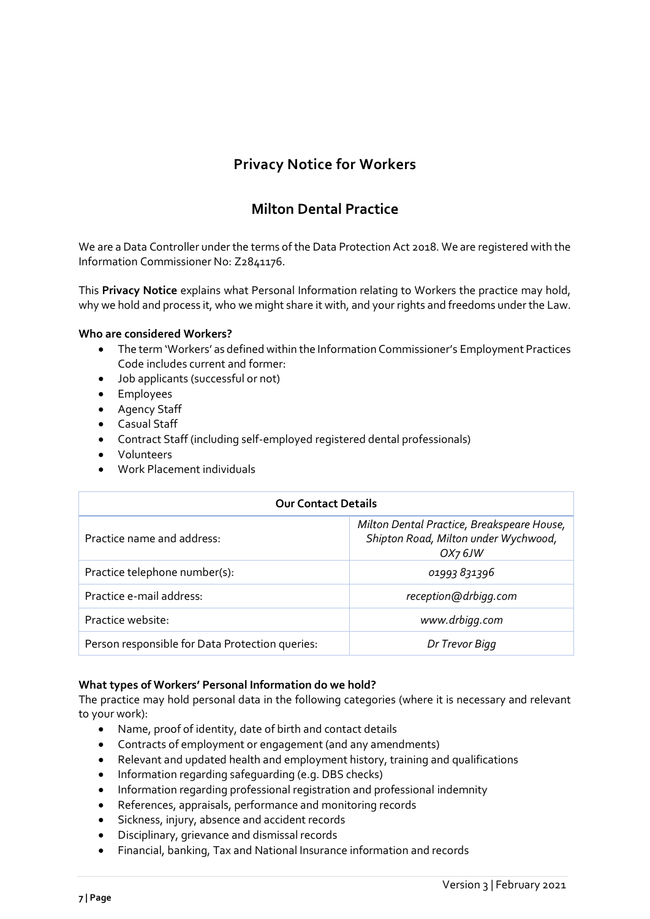# Privacy Notice for Workers

## Milton Dental Practice

We are a Data Controller under the terms of the Data Protection Act 2018. We are registered with the Information Commissioner No: Z2841176.

This **Privacy Notice** explains what Personal Information relating to Workers the practice may hold, why we hold and process it, who we might share it with, and your rights and freedoms under the Law.

**Who are considered Workers?**

- The term 'Workers' as defined within the Information Commissioner's Employment Practices Code includes current and former:
- Job applicants (successful or not)
- Employees
- Agency Staff
- Casual Staff
- Contract Staff (including self-employed registered dental professionals)
- Volunteers
- Work Placement individuals

| Our Contact Details | |
|---|---|
| Practice name and address: | *Milton Dental Practice, Breakspeare House, Shipton Road, Milton under Wychwood, OX7 6JW* |
| Practice telephone number(s): | *01993 831396* |
| Practice e-mail address: | *reception@drbigg.com* |
| Practice website: | *www.drbigg.com* |
| Person responsible for Data Protection queries: | *Dr Trevor Bigg* |

**What types of Workers' Personal Information do we hold?**

The practice may hold personal data in the following categories (where it is necessary and relevant to your work):

- Name, proof of identity, date of birth and contact details
- Contracts of employment or engagement (and any amendments)
- Relevant and updated health and employment history, training and qualifications
- Information regarding safeguarding (e.g. DBS checks)
- Information regarding professional registration and professional indemnity
- References, appraisals, performance and monitoring records
- Sickness, injury, absence and accident records
- Disciplinary, grievance and dismissal records
- Financial, banking, Tax and National Insurance information and records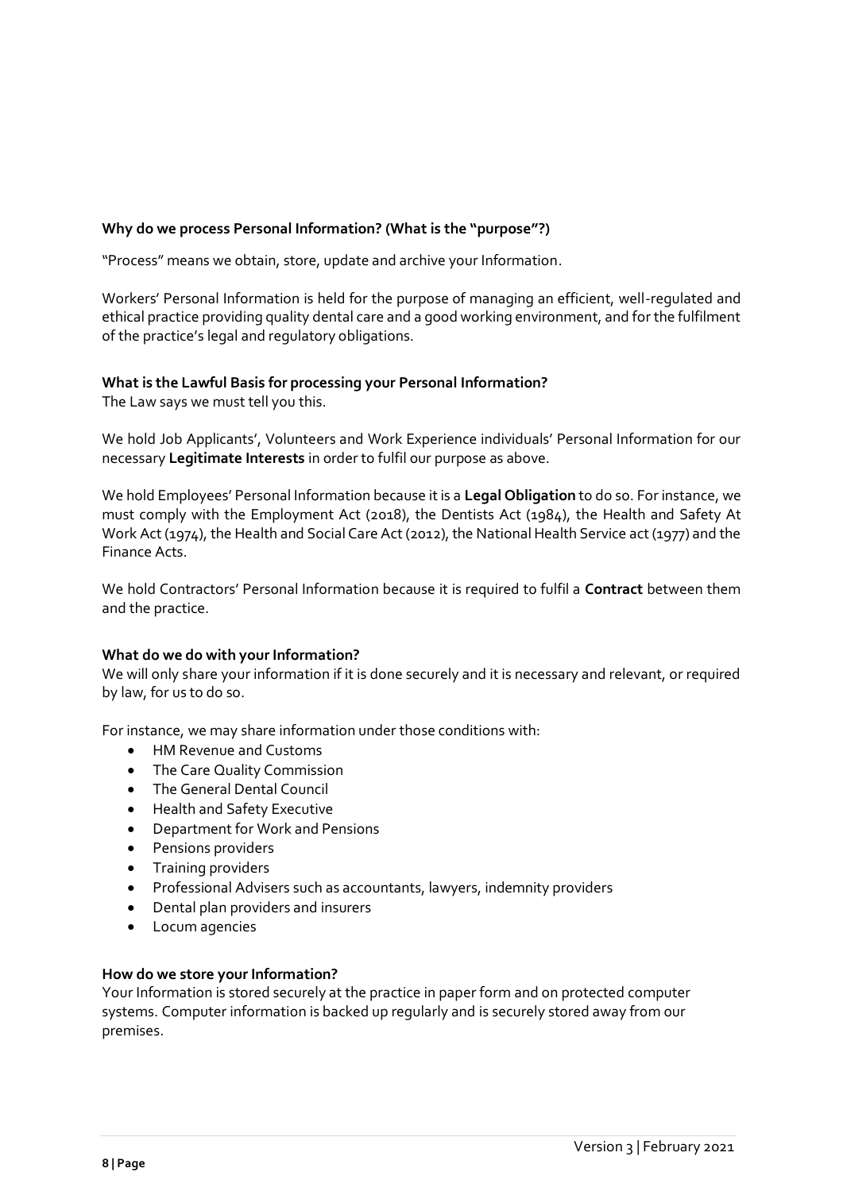### Why do we process Personal Information? (What is the "purpose"?)

"Process" means we obtain, store, update and archive your Information.

Workers' Personal Information is held for the purpose of managing an efficient, well-regulated and ethical practice providing quality dental care and a good working environment, and for the fulfilment of the practice's legal and regulatory obligations.

### What is the Lawful Basis for processing your Personal Information?

The Law says we must tell you this.

We hold Job Applicants', Volunteers and Work Experience individuals' Personal Information for our necessary **Legitimate Interests** in order to fulfil our purpose as above.

We hold Employees' Personal Information because it is a **Legal Obligation** to do so. For instance, we must comply with the Employment Act (2018), the Dentists Act (1984), the Health and Safety At Work Act (1974), the Health and Social Care Act (2012), the National Health Service act (1977) and the Finance Acts.

We hold Contractors' Personal Information because it is required to fulfil a **Contract** between them and the practice.

### What do we do with your Information?

We will only share your information if it is done securely and it is necessary and relevant, or required by law, for us to do so.

For instance, we may share information under those conditions with:

- HM Revenue and Customs
- The Care Quality Commission
- The General Dental Council
- Health and Safety Executive
- Department for Work and Pensions
- Pensions providers
- Training providers
- Professional Advisers such as accountants, lawyers, indemnity providers
- Dental plan providers and insurers
- Locum agencies

### How do we store your Information?

Your Information is stored securely at the practice in paper form and on protected computer systems. Computer information is backed up regularly and is securely stored away from our premises.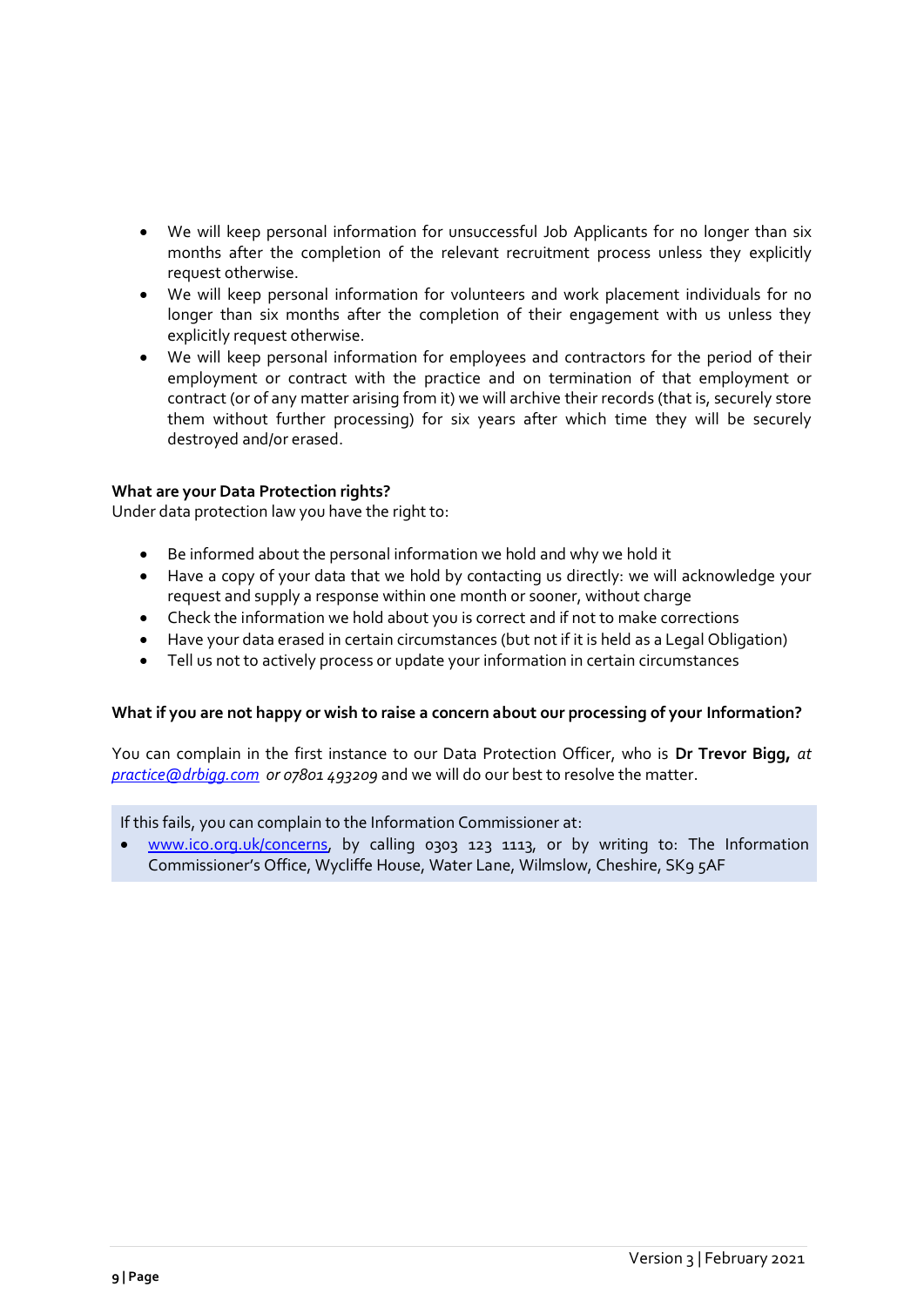- We will keep personal information for unsuccessful Job Applicants for no longer than six months after the completion of the relevant recruitment process unless they explicitly request otherwise.
- We will keep personal information for volunteers and work placement individuals for no longer than six months after the completion of their engagement with us unless they explicitly request otherwise.
- We will keep personal information for employees and contractors for the period of their employment or contract with the practice and on termination of that employment or contract (or of any matter arising from it) we will archive their records (that is, securely store them without further processing) for six years after which time they will be securely destroyed and/or erased.

**What are your Data Protection rights?**
Under data protection law you have the right to:

- Be informed about the personal information we hold and why we hold it
- Have a copy of your data that we hold by contacting us directly: we will acknowledge your request and supply a response within one month or sooner, without charge
- Check the information we hold about you is correct and if not to make corrections
- Have your data erased in certain circumstances (but not if it is held as a Legal Obligation)
- Tell us not to actively process or update your information in certain circumstances

**What if you are not happy or wish to raise a concern about our processing of your Information?**

You can complain in the first instance to our Data Protection Officer, who is **Dr Trevor Bigg,** *at [practice@drbigg.com](mailto:practice@drbigg.com) or 07801 493209* and we will do our best to resolve the matter.

If this fails, you can complain to the Information Commissioner at:

- [www.ico.org.uk/concerns](http://www.ico.org.uk/concerns), by calling 0303 123 1113, or by writing to: The Information Commissioner's Office, Wycliffe House, Water Lane, Wilmslow, Cheshire, SK9 5AF

Version 3 | February 2021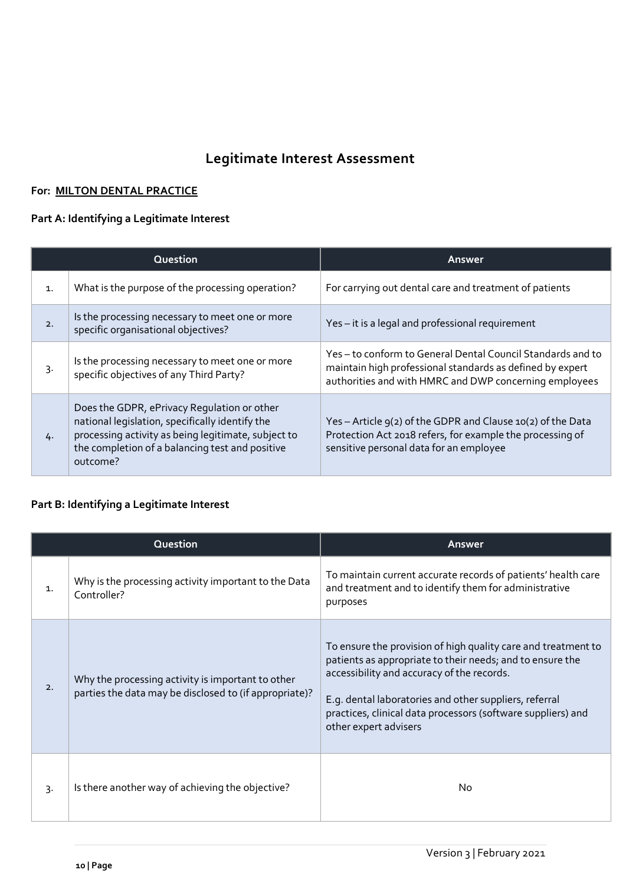# Legitimate Interest Assessment

**For: MILTON DENTAL PRACTICE**

**Part A: Identifying a Legitimate Interest**

| | Question | Answer |
|---|---|---|
| 1. | What is the purpose of the processing operation? | For carrying out dental care and treatment of patients |
| 2. | Is the processing necessary to meet one or more specific organisational objectives? | Yes – it is a legal and professional requirement |
| 3. | Is the processing necessary to meet one or more specific objectives of any Third Party? | Yes – to conform to General Dental Council Standards and to maintain high professional standards as defined by expert authorities and with HMRC and DWP concerning employees |
| 4. | Does the GDPR, ePrivacy Regulation or other national legislation, specifically identify the processing activity as being legitimate, subject to the completion of a balancing test and positive outcome? | Yes – Article 9(2) of the GDPR and Clause 10(2) of the Data Protection Act 2018 refers, for example the processing of sensitive personal data for an employee |

**Part B: Identifying a Legitimate Interest**

| | Question | Answer |
|---|---|---|
| 1. | Why is the processing activity important to the Data Controller? | To maintain current accurate records of patients' health care and treatment and to identify them for administrative purposes |
| 2. | Why the processing activity is important to other parties the data may be disclosed to (if appropriate)? | To ensure the provision of high quality care and treatment to patients as appropriate to their needs; and to ensure the accessibility and accuracy of the records.<br><br>E.g. dental laboratories and other suppliers, referral practices, clinical data processors (software suppliers) and other expert advisers |
| 3. | Is there another way of achieving the objective? | No |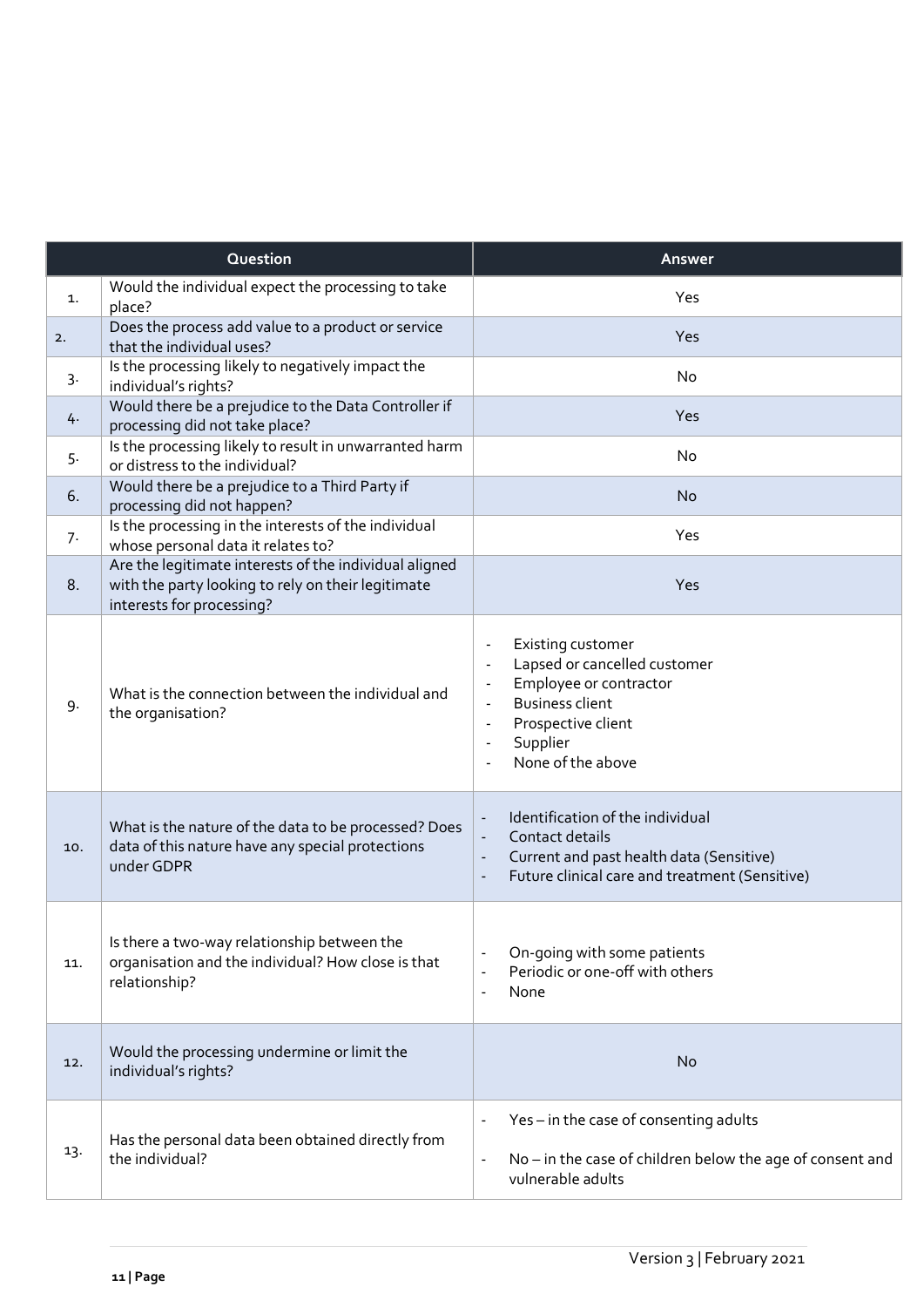| | Question | Answer |
|---|---|---|
| 1. | Would the individual expect the processing to take place? | Yes |
| 2. | Does the process add value to a product or service that the individual uses? | Yes |
| 3. | Is the processing likely to negatively impact the individual's rights? | No |
| 4. | Would there be a prejudice to the Data Controller if processing did not take place? | Yes |
| 5. | Is the processing likely to result in unwarranted harm or distress to the individual? | No |
| 6. | Would there be a prejudice to a Third Party if processing did not happen? | No |
| 7. | Is the processing in the interests of the individual whose personal data it relates to? | Yes |
| 8. | Are the legitimate interests of the individual aligned with the party looking to rely on their legitimate interests for processing? | Yes |
| 9. | What is the connection between the individual and the organisation? | - Existing customer<br>- Lapsed or cancelled customer<br>- Employee or contractor<br>- Business client<br>- Prospective client<br>- Supplier<br>- None of the above |
| 10. | What is the nature of the data to be processed? Does data of this nature have any special protections under GDPR | - Identification of the individual<br>- Contact details<br>- Current and past health data (Sensitive)<br>- Future clinical care and treatment (Sensitive) |
| 11. | Is there a two-way relationship between the organisation and the individual? How close is that relationship? | - On-going with some patients<br>- Periodic or one-off with others<br>- None |
| 12. | Would the processing undermine or limit the individual's rights? | No |
| 13. | Has the personal data been obtained directly from the individual? | - Yes – in the case of consenting adults<br>- No – in the case of children below the age of consent and vulnerable adults |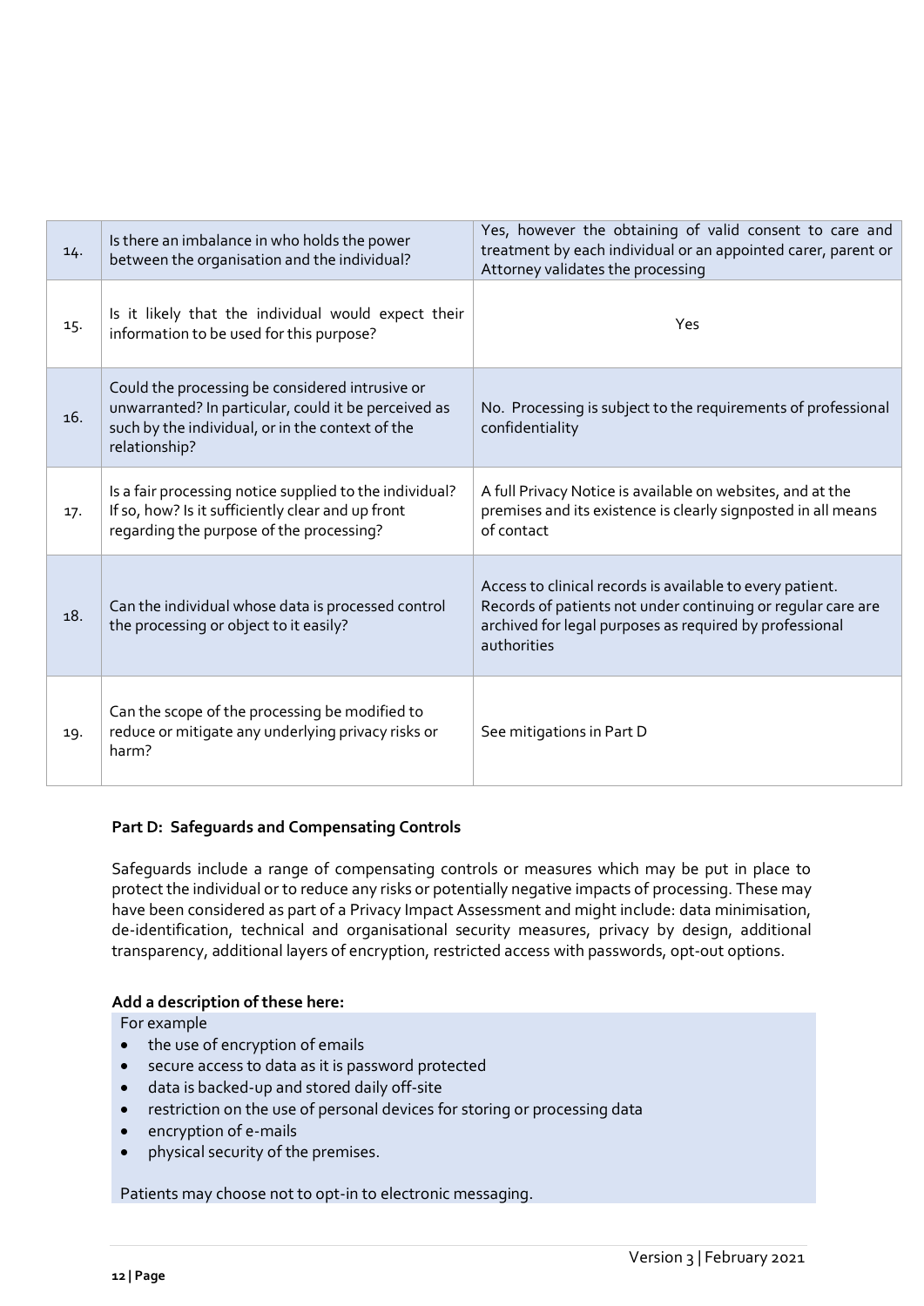| | | |
|---|---|---|
| 14. | Is there an imbalance in who holds the power between the organisation and the individual? | Yes, however the obtaining of valid consent to care and treatment by each individual or an appointed carer, parent or Attorney validates the processing |
| 15. | Is it likely that the individual would expect their information to be used for this purpose? | Yes |
| 16. | Could the processing be considered intrusive or unwarranted? In particular, could it be perceived as such by the individual, or in the context of the relationship? | No. Processing is subject to the requirements of professional confidentiality |
| 17. | Is a fair processing notice supplied to the individual? If so, how? Is it sufficiently clear and up front regarding the purpose of the processing? | A full Privacy Notice is available on websites, and at the premises and its existence is clearly signposted in all means of contact |
| 18. | Can the individual whose data is processed control the processing or object to it easily? | Access to clinical records is available to every patient. Records of patients not under continuing or regular care are archived for legal purposes as required by professional authorities |
| 19. | Can the scope of the processing be modified to reduce or mitigate any underlying privacy risks or harm? | See mitigations in Part D |

### Part D: Safeguards and Compensating Controls

Safeguards include a range of compensating controls or measures which may be put in place to protect the individual or to reduce any risks or potentially negative impacts of processing. These may have been considered as part of a Privacy Impact Assessment and might include: data minimisation, de-identification, technical and organisational security measures, privacy by design, additional transparency, additional layers of encryption, restricted access with passwords, opt-out options.

**Add a description of these here:**

For example

- the use of encryption of emails
- secure access to data as it is password protected
- data is backed-up and stored daily off-site
- restriction on the use of personal devices for storing or processing data
- encryption of e-mails
- physical security of the premises.

Patients may choose not to opt-in to electronic messaging.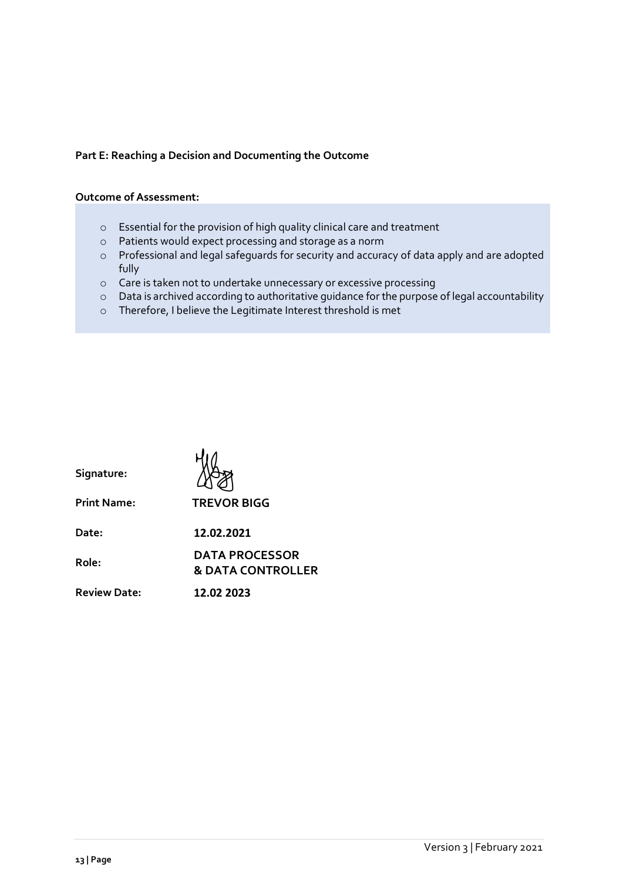**Part E: Reaching a Decision and Documenting the Outcome**

**Outcome of Assessment:**

- Essential for the provision of high quality clinical care and treatment
- Patients would expect processing and storage as a norm
- Professional and legal safeguards for security and accuracy of data apply and are adopted fully
- Care is taken not to undertake unnecessary or excessive processing
- Data is archived according to authoritative guidance for the purpose of legal accountability
- Therefore, I believe the Legitimate Interest threshold is met

| | |
|---|---|
| **Signature:** | |
| **Print Name:** | **TREVOR BIGG** |
| **Date:** | **12.02.2021** |
| **Role:** | **DATA PROCESSOR & DATA CONTROLLER** |
| **Review Date:** | **12.02 2023** |

Version 3 | February 2021